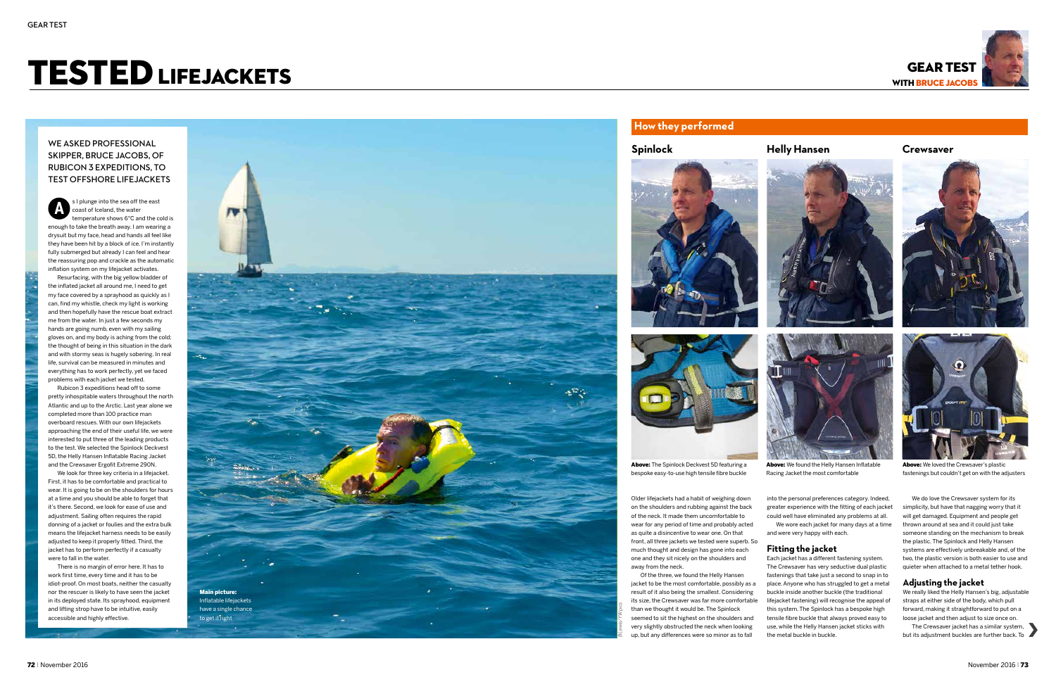# TESTED LIFEJACKETS

GEAR TEST WITH BRUCE JACOBS

WE ASKED PROFESSIONAL SKIPPER, BRUCE JACOBS, OF RUBICON 3 EXPEDITIONS, TO TEST OFFSHORE LIFEJACKETS

As I plunge into the sea off the east coast of Iceland, the water temperature shows 6°C and the cold is enough to take the breath away. I am wearing a drysuit but my face, head and hands all feel like they have been hit by a block of ice. I'm instantly fully submerged but already I can feel and hear the reassuring pop and crackle as the automatic inflation system on my lifejacket activates.

Resurfacing, with the big yellow bladder of the inflated jacket all around me, I need to get my face covered by a sprayhood as quickly as I can, find my whistle, check my light is working and then hopefully have the rescue boat extract me from the water. In just a few seconds my hands are going numb, even with my sailing gloves on, and my body is aching from the cold; the thought of being in this situation in the dark and with stormy seas is hugely sobering. In real life, survival can be measured in minutes and everything has to work perfectly, yet we faced problems with each jacket we tested.

Rubicon 3 expeditions head off to some pretty inhospitable waters throughout the north Atlantic and up to the Arctic. Last year alone we completed more than 100 practice man overboard rescues. With our own lifejackets approaching the end of their useful life, we were interested to put three of the leading products to the test. We selected the Spinlock Deckvest 5D, the Helly Hansen Inflatable Racing Jacket and the Crewsaver Ergofit Extreme 290N.

We look for three key criteria in a lifejacket. First, it has to be comfortable and practical to wear. It is going to be on the shoulders for hours at a time and you should be able to forget that it's there. Second, we look for ease of use and adjustment. Sailing often requires the rapid donning of a jacket or foulies and the extra bulk means the lifejacket harness needs to be easily adjusted to keep it properly fitted. Third, the jacket has to perform perfectly if a casualty were to fall in the water.

There is no margin of error here. It has to work first time, every time and it has to be idiot-proof. On most boats, neither the casualty nor the rescuer is likely to have seen the jacket in its deployed state. Its sprayhood, equipment and lifting strop have to be intuitive, easily accessible and highly effective.

**Main picture:** Inflatable lifejackets have a single chance to get it right

## How they performed

### Spinlock

**Above:** The Spinlock Deckvest 5D featuring a bespoke easy-to-use high tensile fibre buckle

### Helly Hansen

**Above:** We found the Helly Hansen Inflatable Racing Jacket the most comfortable

### Crewsaver

**Above:** We loved the Crewsaver's plastic fastenings but couldn't get on with the adjusters

Older lifejackets had a habit of weighing down on the shoulders and rubbing against the back of the neck. It made them uncomfortable to wear for any period of time and probably acted as quite a disincentive to wear one. On that front, all three jackets we tested were superb. So much thought and design has gone into each one and they sit nicely on the shoulders and away from the neck.

Of the three, we found the Helly Hansen jacket to be the most comfortable, possibly as a result of it also being the smallest. Considering its size, the Crewsaver was far more comfortable than we thought it would be. The Spinlock seemed to sit the highest on the shoulders and very slightly obstructed the neck when looking up, but any differences were so minor as to fall into the personal preferences category. Indeed, greater experience with the fitting of each jacket could well have eliminated any problems at all.

We wore each jacket for many days at a time and were very happy with each.

### Fitting the jacket

Each jacket has a different fastening system. The Crewsaver has very seductive dual plastic fastenings that take just a second to snap in to place. Anyone who has struggled to get a metal buckle inside another buckle (the traditional lifejacket fastening) will recognise the appeal of this system. The Spinlock has a bespoke high tensile fibre buckle that always proved easy to use, while the Helly Hansen jacket sticks with the metal buckle in buckle.

We do love the Crewsaver system for its simplicity, but have that nagging worry that it will get damaged. Equipment and people get thrown around at sea and it could just take someone standing on the mechanism to break the plastic. The Spinlock and Helly Hansen systems are effectively unbreakable and, of the two, the plastic version is both easier to use and quieter when attached to a metal tether hook.

### Adjusting the jacket

We really liked the Helly Hansen's big, adjustable straps at either side of the body, which pull forward, making it straightforward to put on a loose jacket and then adjust to size once on.

The Crewsaver jacket has a similar system, but its adjustment buckles are further back. To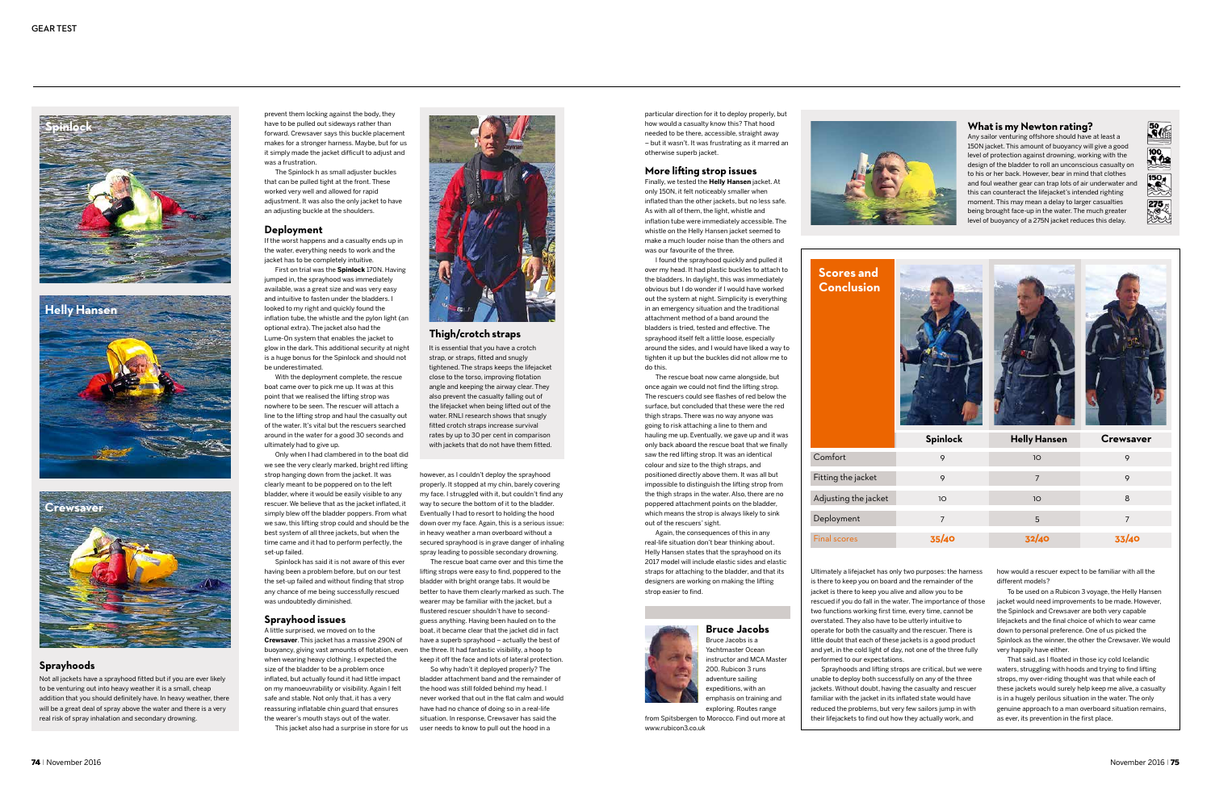## Sprayhoods

Not all jackets have a sprayhood fitted but if you are ever likely to be venturing out into heavy weather it is a small, cheap addition that you should definitely have. In heavy weather, there will be a great deal of spray above the water and there is a very real risk of spray inhalation and secondary drowning.

prevent them locking against the body, they have to be pulled out sideways rather than forward. Crewsaver says this buckle placement makes for a stronger harness. Maybe, but for us it simply made the jacket difficult to adjust and was a frustration.

The Spinlock h as small adjuster buckles that can be pulled tight at the front. These worked very well and allowed for rapid adjustment. It was also the only jacket to have an adjusting buckle at the shoulders.

### Deployment

If the worst happens and a casualty ends up in the water, everything needs to work and the jacket has to be completely intuitive.

First on trial was the **Spinlock** 170N. Having jumped in, the sprayhood was immediately available, was a great size and was very easy and intuitive to fasten under the bladders. I looked to my right and quickly found the inflation tube, the whistle and the pylon light (an optional extra). The jacket also had the Lume-On system that enables the jacket to glow in the dark. This additional security at night is a huge bonus for the Spinlock and should not be underestimated.

With the deployment complete, the rescue boat came over to pick me up. It was at this point that we realised the lifting strop was nowhere to be seen. The rescuer will attach a line to the lifting strop and haul the casualty out of the water. It's vital but the rescuers searched around in the water for a good 30 seconds and ultimately had to give up.

Only when I had clambered in to the boat did we see the very clearly marked, bright red lifting strop hanging down from the jacket. It was clearly meant to be poppered on to the left bladder, where it would be easily visible to any rescuer. We believe that as the jacket inflated, it simply blew off the bladder poppers. From what we saw, this lifting strop could and should be the best system of all three jackets, but when the time came and it had to perform perfectly, the set-up failed.

Spinlock has said it is not aware of this ever having been a problem before, but on our test the set-up failed and without finding that strop any chance of me being successfully rescued was undoubtedly diminished.

### Sprayhood issues

A little surprised, we moved on to the **Crewsaver**. This jacket has a massive 290N of buoyancy, giving vast amounts of flotation, even when wearing heavy clothing. I expected the size of the bladder to be a problem once inflated, but actually found it had little impact on my manoeuvrability or visibility. Again I felt safe and stable. Not only that, it has a very reassuring inflatable chin guard that ensures the wearer's mouth stays out of the water.

This jacket also had a surprise in store for us however, as I couldn't deploy the sprayhood properly. It stopped at my chin, barely covering my face. I struggled with it, but couldn't find any way to secure the bottom of it to the bladder. Eventually I had to resort to holding the hood down over my face. Again, this is a serious issue: in heavy weather a man overboard without a secured sprayhood is in grave danger of inhaling spray leading to possible secondary drowning.

The rescue boat came over and this time the lifting strops were easy to find, poppered to the bladder with bright orange tabs. It would be better to have them clearly marked as such. The wearer may be familiar with the jacket, but a flustered rescuer shouldn't have to second-guess anything. Having been hauled on to the boat, it became clear that the jacket did in fact have a superb sprayhood – actually the best of the three. It had fantastic visibility, a hoop to keep it off the face and lots of lateral protection.

So why hadn't it deployed properly? The bladder attachment band and the remainder of the hood was still folded behind my head. I never worked that out in the flat calm and would have had no chance of doing so in a real-life situation. In response, Crewsaver has said the user needs to know to pull out the hood in a particular direction for it to deploy properly, but how would a casualty know this? That hood needed to be there, accessible, straight away – but it wasn't. It was frustrating as it marred an otherwise superb jacket.

### Thigh/crotch straps

It is essential that you have a crotch strap, or straps, fitted and snugly tightened. The straps keeps the lifejacket close to the torso, improving flotation angle and keeping the airway clear. They also prevent the casualty falling out of the lifejacket when being lifted out of the water. RNLI research shows that snugly fitted crotch straps increase survival rates by up to 30 per cent in comparison with jackets that do not have them fitted.

### More lifting strop issues

Finally, we tested the **Helly Hansen** jacket. At only 150N, it felt noticeably smaller when inflated than the other jackets, but no less safe. As with all of them, the light, whistle and inflation tube were immediately accessible. The whistle on the Helly Hansen jacket seemed to make a much louder noise than the others and was our favourite of the three.

I found the sprayhood quickly and pulled it over my head. It had plastic buckles to attach to the bladders. In daylight, this was immediately obvious but I do wonder if I would have worked out the system at night. Simplicity is everything in an emergency situation and the traditional attachment method of a band around the bladders is tried, tested and effective. The sprayhood itself felt a little loose, especially around the sides, and I would have liked a way to tighten it up but the buckles did not allow me to do this.

The rescue boat now came alongside, but once again we could not find the lifting strop. The rescuers could see flashes of red below the surface, but concluded that these were the red thigh straps. There was no way anyone was going to risk attaching a line to them and hauling me up. Eventually, we gave up and it was only back aboard the rescue boat that we finally saw the red lifting strop. It was an identical colour and size to the thigh straps, and positioned directly above them. It was all but impossible to distinguish the lifting strop from the thigh straps in the water. Also, there are no poppered attachment points on the bladder, which means the strop is always likely to sink out of the rescuers' sight.

Again, the consequences of this in any real-life situation don't bear thinking about. Helly Hansen states that the sprayhood on its 2017 model will include elastic sides and elastic straps for attaching to the bladder, and that its designers are working on making the lifting strop easier to find.

### Bruce Jacobs

Bruce Jacobs is a Yachtmaster Ocean instructor and MCA Master 200. Rubicon 3 runs adventure sailing expeditions, with an emphasis on training and exploring. Routes range from Spitsbergen to Morocco. Find out more at www.rubicon3.co.uk

### What is my Newton rating?

Any sailor venturing offshore should have at least a 150N jacket. This amount of buoyancy will give a good level of protection against drowning, working with the design of the bladder to roll an unconscious casualty on to his or her back. However, bear in mind that clothes and foul weather gear can trap lots of air underwater and this can counteract the lifejacket's intended righting moment. This may mean a delay to larger casualties being brought face-up in the water. The much greater level of buoyancy of a 275N jacket reduces this delay.

50
100
150
275

## Scores and Conclusion

| | Spinlock | Helly Hansen | Crewsaver |
|---|---|---|---|
| Comfort | 9 | 10 | 9 |
| Fitting the jacket | 9 | 7 | 9 |
| Adjusting the jacket | 10 | 10 | 8 |
| Deployment | 7 | 5 | 7 |
| Final scores | 35/40 | 32/40 | 33/40 |

Ultimately a lifejacket has only two purposes: the harness is there to keep you on board and the remainder of the jacket is there to keep you alive and allow you to be rescued if you do fall in the water. The importance of those two functions working first time, every time, cannot be overstated. They also have to be utterly intuitive to operate for both the casualty and the rescuer. There is little doubt that each of these jackets is a good product and yet, in the cold light of day, not one of the three fully performed to our expectations.

Sprayhoods and lifting strops are critical, but we were unable to deploy both successfully on any of the three jackets. Without doubt, having the casualty and rescuer familiar with the jacket in its inflated state would have reduced the problems, but very few sailors jump in with their lifejackets to find out how they actually work, and how would a rescuer expect to be familiar with all the different models?

To be used on a Rubicon 3 voyage, the Helly Hansen jacket would need improvements to be made. However, the Spinlock and Crewsaver are both very capable lifejackets and the final choice of which to wear came down to personal preference. One of us picked the Spinlock as the winner, the other the Crewsaver. We would very happily have either.

That said, as I floated in those icy cold Icelandic waters, struggling with hoods and trying to find lifting strops, my over-riding thought was that while each of these jackets would surely help keep me alive, a casualty is in a hugely perilous situation in the water. The only genuine approach to a man overboard situation remains, as ever, its prevention in the first place.